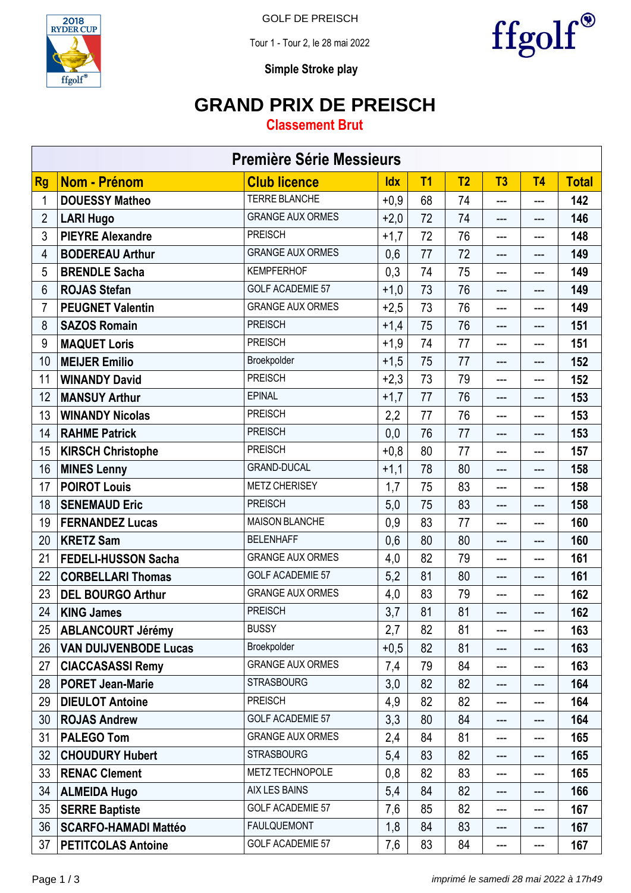GOLF DE PREISCH

Tour 1 - Tour 2, le 28 mai 2022

**Simple Stroke play**

# GRAND PRIX DE PREISCH

## Classement Brut

| Première Série Messieurs | | | | | | | | |
|---|---|---|---|---|---|---|---|---|
| Rg | Nom - Prénom | Club licence | Idx | T1 | T2 | T3 | T4 | Total |
| 1 | DOUESSY Matheo | TERRE BLANCHE | +0,9 | 68 | 74 | --- | --- | 142 |
| 2 | LARI Hugo | GRANGE AUX ORMES | +2,0 | 72 | 74 | --- | --- | 146 |
| 3 | PIEYRE Alexandre | PREISCH | +1,7 | 72 | 76 | --- | --- | 148 |
| 4 | BODEREAU Arthur | GRANGE AUX ORMES | 0,6 | 77 | 72 | --- | --- | 149 |
| 5 | BRENDLE Sacha | KEMPFERHOF | 0,3 | 74 | 75 | --- | --- | 149 |
| 6 | ROJAS Stefan | GOLF ACADEMIE 57 | +1,0 | 73 | 76 | --- | --- | 149 |
| 7 | PEUGNET Valentin | GRANGE AUX ORMES | +2,5 | 73 | 76 | --- | --- | 149 |
| 8 | SAZOS Romain | PREISCH | +1,4 | 75 | 76 | --- | --- | 151 |
| 9 | MAQUET Loris | PREISCH | +1,9 | 74 | 77 | --- | --- | 151 |
| 10 | MEIJER Emilio | Broekpolder | +1,5 | 75 | 77 | --- | --- | 152 |
| 11 | WINANDY David | PREISCH | +2,3 | 73 | 79 | --- | --- | 152 |
| 12 | MANSUY Arthur | EPINAL | +1,7 | 77 | 76 | --- | --- | 153 |
| 13 | WINANDY Nicolas | PREISCH | 2,2 | 77 | 76 | --- | --- | 153 |
| 14 | RAHME Patrick | PREISCH | 0,0 | 76 | 77 | --- | --- | 153 |
| 15 | KIRSCH Christophe | PREISCH | +0,8 | 80 | 77 | --- | --- | 157 |
| 16 | MINES Lenny | GRAND-DUCAL | +1,1 | 78 | 80 | --- | --- | 158 |
| 17 | POIROT Louis | METZ CHERISEY | 1,7 | 75 | 83 | --- | --- | 158 |
| 18 | SENEMAUD Eric | PREISCH | 5,0 | 75 | 83 | --- | --- | 158 |
| 19 | FERNANDEZ Lucas | MAISON BLANCHE | 0,9 | 83 | 77 | --- | --- | 160 |
| 20 | KRETZ Sam | BELENHAFF | 0,6 | 80 | 80 | --- | --- | 160 |
| 21 | FEDELI-HUSSON Sacha | GRANGE AUX ORMES | 4,0 | 82 | 79 | --- | --- | 161 |
| 22 | CORBELLARI Thomas | GOLF ACADEMIE 57 | 5,2 | 81 | 80 | --- | --- | 161 |
| 23 | DEL BOURGO Arthur | GRANGE AUX ORMES | 4,0 | 83 | 79 | --- | --- | 162 |
| 24 | KING James | PREISCH | 3,7 | 81 | 81 | --- | --- | 162 |
| 25 | ABLANCOURT Jérémy | BUSSY | 2,7 | 82 | 81 | --- | --- | 163 |
| 26 | VAN DUIJVENBODE Lucas | Broekpolder | +0,5 | 82 | 81 | --- | --- | 163 |
| 27 | CIACCASASSI Remy | GRANGE AUX ORMES | 7,4 | 79 | 84 | --- | --- | 163 |
| 28 | PORET Jean-Marie | STRASBOURG | 3,0 | 82 | 82 | --- | --- | 164 |
| 29 | DIEULOT Antoine | PREISCH | 4,9 | 82 | 82 | --- | --- | 164 |
| 30 | ROJAS Andrew | GOLF ACADEMIE 57 | 3,3 | 80 | 84 | --- | --- | 164 |
| 31 | PALEGO Tom | GRANGE AUX ORMES | 2,4 | 84 | 81 | --- | --- | 165 |
| 32 | CHOUDURY Hubert | STRASBOURG | 5,4 | 83 | 82 | --- | --- | 165 |
| 33 | RENAC Clement | METZ TECHNOPOLE | 0,8 | 82 | 83 | --- | --- | 165 |
| 34 | ALMEIDA Hugo | AIX LES BAINS | 5,4 | 84 | 82 | --- | --- | 166 |
| 35 | SERRE Baptiste | GOLF ACADEMIE 57 | 7,6 | 85 | 82 | --- | --- | 167 |
| 36 | SCARFO-HAMADI Mattéo | FAULQUEMONT | 1,8 | 84 | 83 | --- | --- | 167 |
| 37 | PETITCOLAS Antoine | GOLF ACADEMIE 57 | 7,6 | 83 | 84 | --- | --- | 167 |

*imprimé le samedi 28 mai 2022 à 17h49*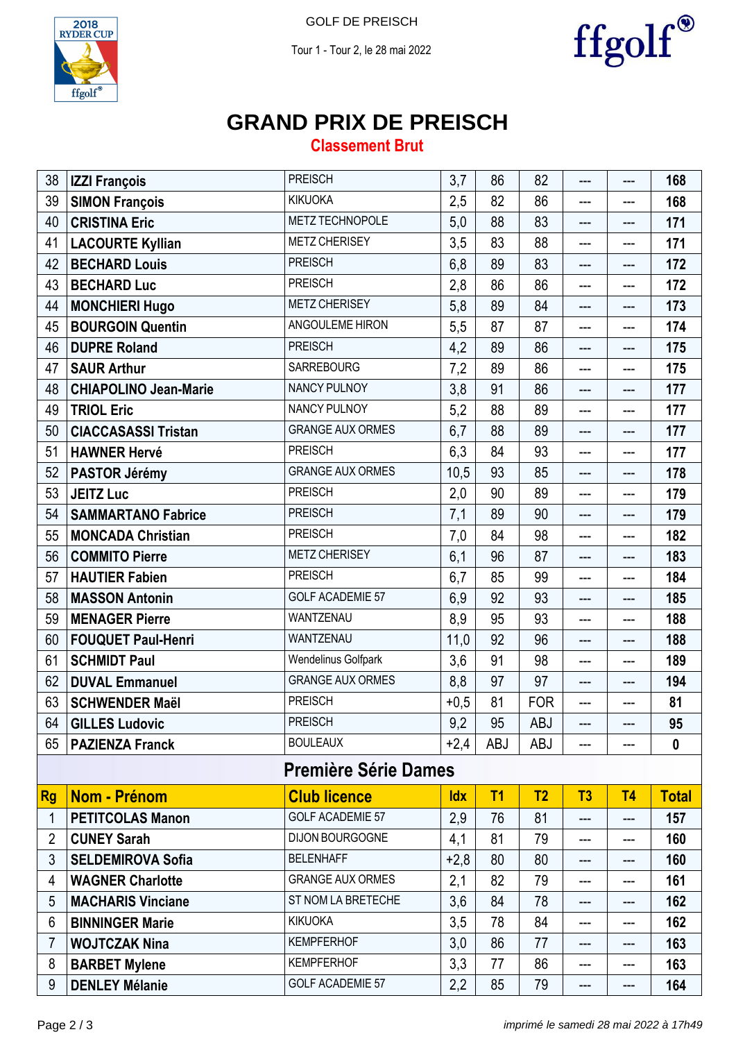GOLF DE PREISCH

Tour 1 - Tour 2, le 28 mai 2022

# GRAND PRIX DE PREISCH

## Classement Brut

| Rg | Nom - Prénom | Club licence | Idx | T1 | T2 | T3 | T4 | Total |
|---|---|---|---|---|---|---|---|---|
| 38 | **IZZI François** | PREISCH | 3,7 | 86 | 82 | --- | --- | **168** |
| 39 | **SIMON François** | KIKUOKA | 2,5 | 82 | 86 | --- | --- | **168** |
| 40 | **CRISTINA Eric** | METZ TECHNOPOLE | 5,0 | 88 | 83 | --- | --- | **171** |
| 41 | **LACOURTE Kyllian** | METZ CHERISEY | 3,5 | 83 | 88 | --- | --- | **171** |
| 42 | **BECHARD Louis** | PREISCH | 6,8 | 89 | 83 | --- | --- | **172** |
| 43 | **BECHARD Luc** | PREISCH | 2,8 | 86 | 86 | --- | --- | **172** |
| 44 | **MONCHIERI Hugo** | METZ CHERISEY | 5,8 | 89 | 84 | --- | --- | **173** |
| 45 | **BOURGOIN Quentin** | ANGOULEME HIRON | 5,5 | 87 | 87 | --- | --- | **174** |
| 46 | **DUPRE Roland** | PREISCH | 4,2 | 89 | 86 | --- | --- | **175** |
| 47 | **SAUR Arthur** | SARREBOURG | 7,2 | 89 | 86 | --- | --- | **175** |
| 48 | **CHIAPOLINO Jean-Marie** | NANCY PULNOY | 3,8 | 91 | 86 | --- | --- | **177** |
| 49 | **TRIOL Eric** | NANCY PULNOY | 5,2 | 88 | 89 | --- | --- | **177** |
| 50 | **CIACCASASSI Tristan** | GRANGE AUX ORMES | 6,7 | 88 | 89 | --- | --- | **177** |
| 51 | **HAWNER Hervé** | PREISCH | 6,3 | 84 | 93 | --- | --- | **177** |
| 52 | **PASTOR Jérémy** | GRANGE AUX ORMES | 10,5 | 93 | 85 | --- | --- | **178** |
| 53 | **JEITZ Luc** | PREISCH | 2,0 | 90 | 89 | --- | --- | **179** |
| 54 | **SAMMARTANO Fabrice** | PREISCH | 7,1 | 89 | 90 | --- | --- | **179** |
| 55 | **MONCADA Christian** | PREISCH | 7,0 | 84 | 98 | --- | --- | **182** |
| 56 | **COMMITO Pierre** | METZ CHERISEY | 6,1 | 96 | 87 | --- | --- | **183** |
| 57 | **HAUTIER Fabien** | PREISCH | 6,7 | 85 | 99 | --- | --- | **184** |
| 58 | **MASSON Antonin** | GOLF ACADEMIE 57 | 6,9 | 92 | 93 | --- | --- | **185** |
| 59 | **MENAGER Pierre** | WANTZENAU | 8,9 | 95 | 93 | --- | --- | **188** |
| 60 | **FOUQUET Paul-Henri** | WANTZENAU | 11,0 | 92 | 96 | --- | --- | **188** |
| 61 | **SCHMIDT Paul** | Wendelinus Golfpark | 3,6 | 91 | 98 | --- | --- | **189** |
| 62 | **DUVAL Emmanuel** | GRANGE AUX ORMES | 8,8 | 97 | 97 | --- | --- | **194** |
| 63 | **SCHWENDER Maël** | PREISCH | +0,5 | 81 | FOR | --- | --- | **81** |
| 64 | **GILLES Ludovic** | PREISCH | 9,2 | 95 | ABJ | --- | --- | **95** |
| 65 | **PAZIENZA Franck** | BOULEAUX | +2,4 | ABJ | ABJ | --- | --- | **0** |

### Première Série Dames

| Rg | Nom - Prénom | Club licence | Idx | T1 | T2 | T3 | T4 | Total |
|---|---|---|---|---|---|---|---|---|
| 1 | **PETITCOLAS Manon** | GOLF ACADEMIE 57 | 2,9 | 76 | 81 | --- | --- | **157** |
| 2 | **CUNEY Sarah** | DIJON BOURGOGNE | 4,1 | 81 | 79 | --- | --- | **160** |
| 3 | **SELDEMIROVA Sofia** | BELENHAFF | +2,8 | 80 | 80 | --- | --- | **160** |
| 4 | **WAGNER Charlotte** | GRANGE AUX ORMES | 2,1 | 82 | 79 | --- | --- | **161** |
| 5 | **MACHARIS Vinciane** | ST NOM LA BRETECHE | 3,6 | 84 | 78 | --- | --- | **162** |
| 6 | **BINNINGER Marie** | KIKUOKA | 3,5 | 78 | 84 | --- | --- | **162** |
| 7 | **WOJTCZAK Nina** | KEMPFERHOF | 3,0 | 86 | 77 | --- | --- | **163** |
| 8 | **BARBET Mylene** | KEMPFERHOF | 3,3 | 77 | 86 | --- | --- | **163** |
| 9 | **DENLEY Mélanie** | GOLF ACADEMIE 57 | 2,2 | 85 | 79 | --- | --- | **164** |

*imprimé le samedi 28 mai 2022 à 17h49*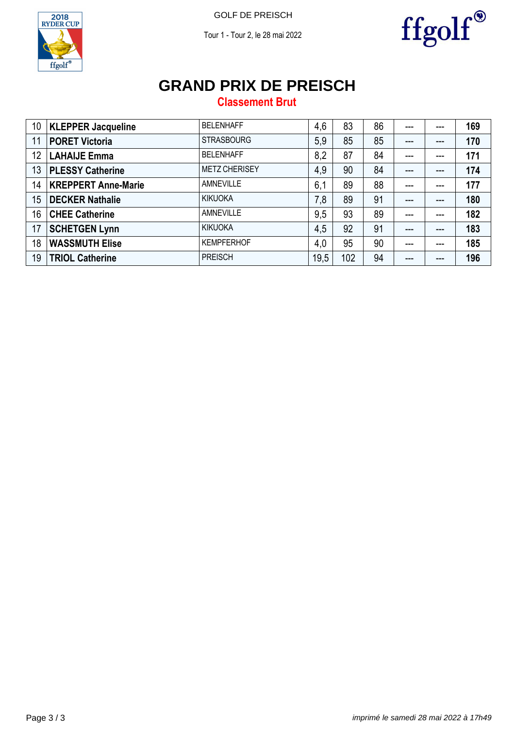GOLF DE PREISCH

Tour 1 - Tour 2, le 28 mai 2022

# GRAND PRIX DE PREISCH

## Classement Brut

| | | | | | | | | |
|---|---|---|---|---|---|---|---|---|
| 10 | **KLEPPER Jacqueline** | BELENHAFF | 4,6 | 83 | 86 | --- | --- | **169** |
| 11 | **PORET Victoria** | STRASBOURG | 5,9 | 85 | 85 | --- | --- | **170** |
| 12 | **LAHAIJE Emma** | BELENHAFF | 8,2 | 87 | 84 | --- | --- | **171** |
| 13 | **PLESSY Catherine** | METZ CHERISEY | 4,9 | 90 | 84 | --- | --- | **174** |
| 14 | **KREPPERT Anne-Marie** | AMNEVILLE | 6,1 | 89 | 88 | --- | --- | **177** |
| 15 | **DECKER Nathalie** | KIKUOKA | 7,8 | 89 | 91 | --- | --- | **180** |
| 16 | **CHEE Catherine** | AMNEVILLE | 9,5 | 93 | 89 | --- | --- | **182** |
| 17 | **SCHETGEN Lynn** | KIKUOKA | 4,5 | 92 | 91 | --- | --- | **183** |
| 18 | **WASSMUTH Elise** | KEMPFERHOF | 4,0 | 95 | 90 | --- | --- | **185** |
| 19 | **TRIOL Catherine** | PREISCH | 19,5 | 102 | 94 | --- | --- | **196** |

*imprimé le samedi 28 mai 2022 à 17h49*